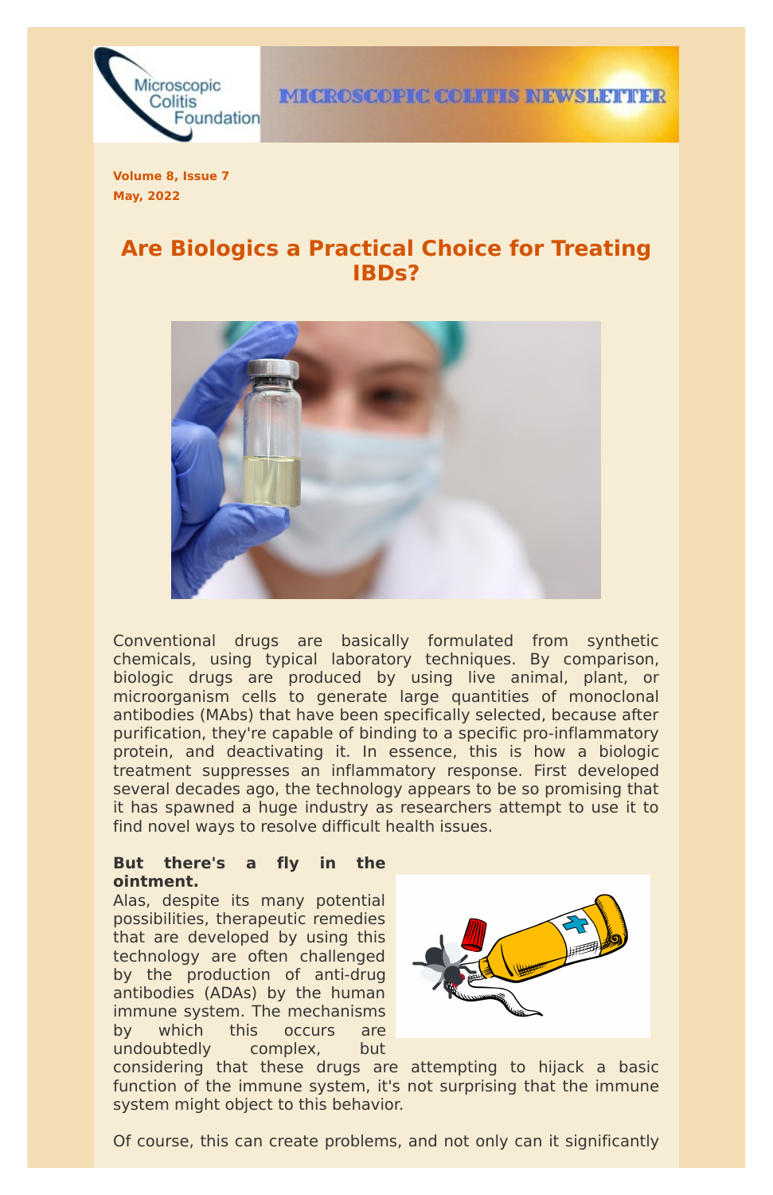Volume 8, Issue 7
May, 2022

# Are Biologics a Practical Choice for Treating IBDs?

Conventional drugs are basically formulated from synthetic chemicals, using typical laboratory techniques. By comparison, biologic drugs are produced by using live animal, plant, or microorganism cells to generate large quantities of monoclonal antibodies (MAbs) that have been specifically selected, because after purification, they're capable of binding to a specific pro-inflammatory protein, and deactivating it. In essence, this is how a biologic treatment suppresses an inflammatory response. First developed several decades ago, the technology appears to be so promising that it has spawned a huge industry as researchers attempt to use it to find novel ways to resolve difficult health issues.

**But there's a fly in the ointment.**

Alas, despite its many potential possibilities, therapeutic remedies that are developed by using this technology are often challenged by the production of anti-drug antibodies (ADAs) by the human immune system. The mechanisms by which this occurs are undoubtedly complex, but considering that these drugs are attempting to hijack a basic function of the immune system, it's not surprising that the immune system might object to this behavior.

Of course, this can create problems, and not only can it significantly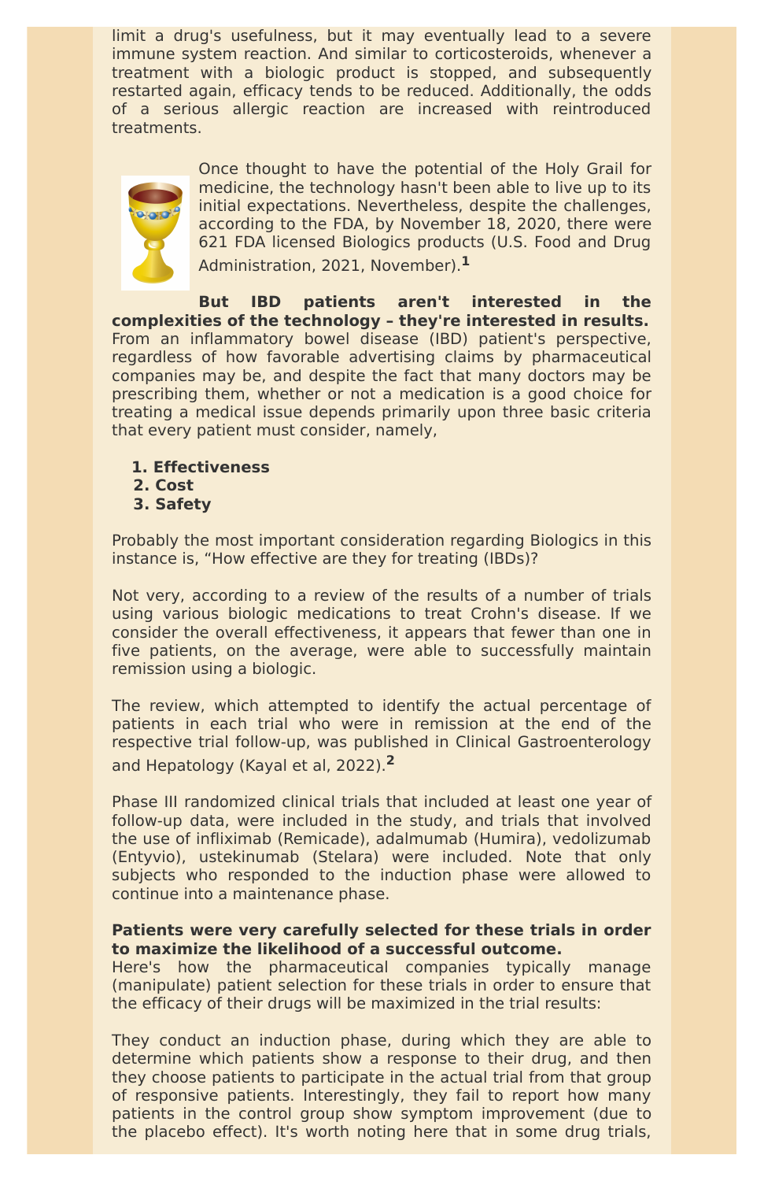limit a drug's usefulness, but it may eventually lead to a severe immune system reaction. And similar to corticosteroids, whenever a treatment with a biologic product is stopped, and subsequently restarted again, efficacy tends to be reduced. Additionally, the odds of a serious allergic reaction are increased with reintroduced treatments.

Once thought to have the potential of the Holy Grail for medicine, the technology hasn't been able to live up to its initial expectations. Nevertheless, despite the challenges, according to the FDA, by November 18, 2020, there were 621 FDA licensed Biologics products (U.S. Food and Drug Administration, 2021, November).[1]

**But IBD patients aren't interested in the complexities of the technology – they're interested in results.** From an inflammatory bowel disease (IBD) patient's perspective, regardless of how favorable advertising claims by pharmaceutical companies may be, and despite the fact that many doctors may be prescribing them, whether or not a medication is a good choice for treating a medical issue depends primarily upon three basic criteria that every patient must consider, namely,

1. **Effectiveness**
2. **Cost**
3. **Safety**

Probably the most important consideration regarding Biologics in this instance is, "How effective are they for treating (IBDs)?

Not very, according to a review of the results of a number of trials using various biologic medications to treat Crohn's disease. If we consider the overall effectiveness, it appears that fewer than one in five patients, on the average, were able to successfully maintain remission using a biologic.

The review, which attempted to identify the actual percentage of patients in each trial who were in remission at the end of the respective trial follow-up, was published in Clinical Gastroenterology and Hepatology (Kayal et al, 2022).[2]

Phase III randomized clinical trials that included at least one year of follow-up data, were included in the study, and trials that involved the use of infliximab (Remicade), adalmumab (Humira), vedolizumab (Entyvio), ustekinumab (Stelara) were included. Note that only subjects who responded to the induction phase were allowed to continue into a maintenance phase.

**Patients were very carefully selected for these trials in order to maximize the likelihood of a successful outcome.**
Here's how the pharmaceutical companies typically manage (manipulate) patient selection for these trials in order to ensure that the efficacy of their drugs will be maximized in the trial results:

They conduct an induction phase, during which they are able to determine which patients show a response to their drug, and then they choose patients to participate in the actual trial from that group of responsive patients. Interestingly, they fail to report how many patients in the control group show symptom improvement (due to the placebo effect). It's worth noting here that in some drug trials,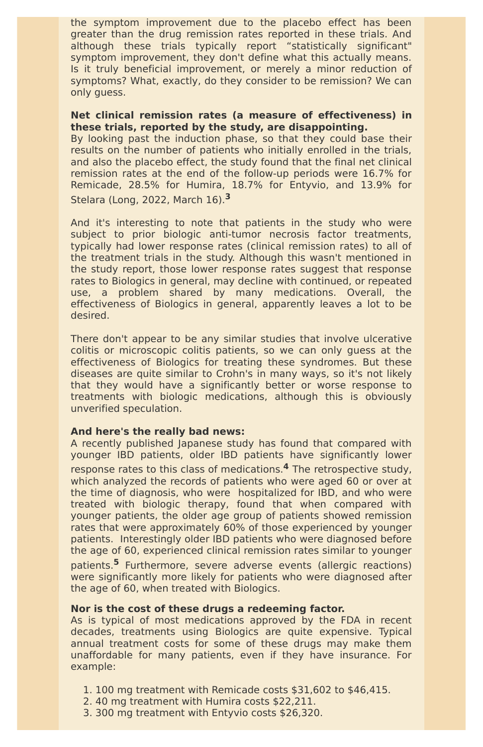the symptom improvement due to the placebo effect has been greater than the drug remission rates reported in these trials. And although these trials typically report "statistically significant" symptom improvement, they don't define what this actually means. Is it truly beneficial improvement, or merely a minor reduction of symptoms? What, exactly, do they consider to be remission? We can only guess.

**Net clinical remission rates (a measure of effectiveness) in these trials, reported by the study, are disappointing.**
By looking past the induction phase, so that they could base their results on the number of patients who initially enrolled in the trials, and also the placebo effect, the study found that the final net clinical remission rates at the end of the follow-up periods were 16.7% for Remicade, 28.5% for Humira, 18.7% for Entyvio, and 13.9% for Stelara (Long, 2022, March 16).[3]

And it's interesting to note that patients in the study who were subject to prior biologic anti-tumor necrosis factor treatments, typically had lower response rates (clinical remission rates) to all of the treatment trials in the study. Although this wasn't mentioned in the study report, those lower response rates suggest that response rates to Biologics in general, may decline with continued, or repeated use, a problem shared by many medications. Overall, the effectiveness of Biologics in general, apparently leaves a lot to be desired.

There don't appear to be any similar studies that involve ulcerative colitis or microscopic colitis patients, so we can only guess at the effectiveness of Biologics for treating these syndromes. But these diseases are quite similar to Crohn's in many ways, so it's not likely that they would have a significantly better or worse response to treatments with biologic medications, although this is obviously unverified speculation.

**And here's the really bad news:**
A recently published Japanese study has found that compared with younger IBD patients, older IBD patients have significantly lower response rates to this class of medications.[4] The retrospective study, which analyzed the records of patients who were aged 60 or over at the time of diagnosis, who were hospitalized for IBD, and who were treated with biologic therapy, found that when compared with younger patients, the older age group of patients showed remission rates that were approximately 60% of those experienced by younger patients. Interestingly older IBD patients who were diagnosed before the age of 60, experienced clinical remission rates similar to younger patients.[5] Furthermore, severe adverse events (allergic reactions) were significantly more likely for patients who were diagnosed after the age of 60, when treated with Biologics.

**Nor is the cost of these drugs a redeeming factor.**
As is typical of most medications approved by the FDA in recent decades, treatments using Biologics are quite expensive. Typical annual treatment costs for some of these drugs may make them unaffordable for many patients, even if they have insurance. For example:

1. 100 mg treatment with Remicade costs $31,602 to $46,415.
2. 40 mg treatment with Humira costs $22,211.
3. 300 mg treatment with Entyvio costs $26,320.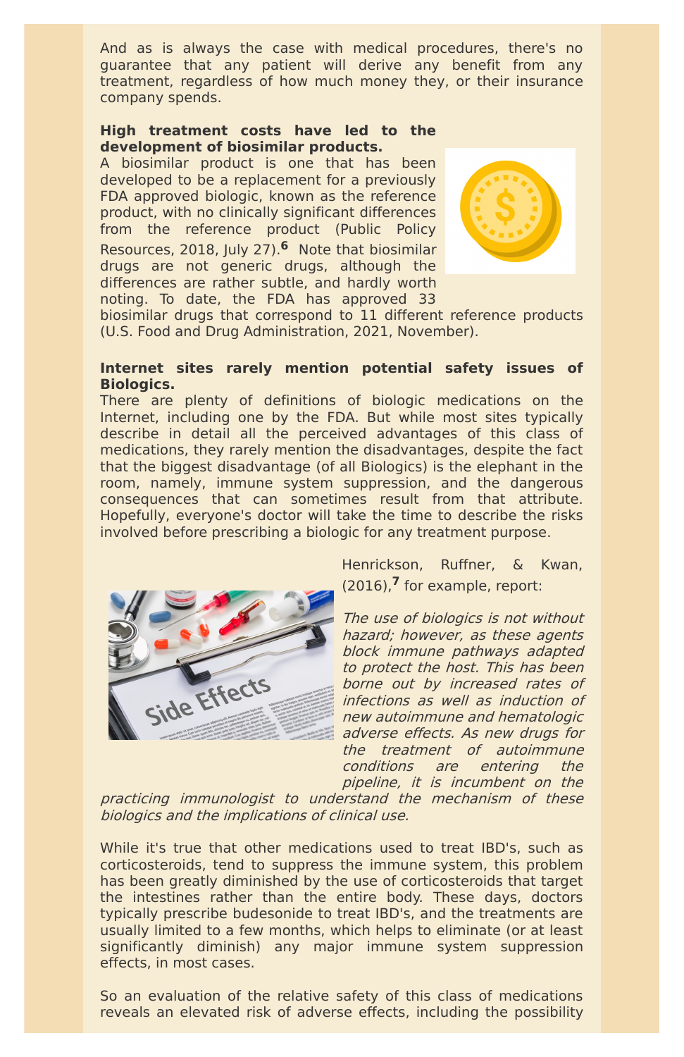And as is always the case with medical procedures, there's no guarantee that any patient will derive any benefit from any treatment, regardless of how much money they, or their insurance company spends.

**High treatment costs have led to the development of biosimilar products.**

A biosimilar product is one that has been developed to be a replacement for a previously FDA approved biologic, known as the reference product, with no clinically significant differences from the reference product (Public Policy Resources, 2018, July 27).[6] Note that biosimilar drugs are not generic drugs, although the differences are rather subtle, and hardly worth noting. To date, the FDA has approved 33 biosimilar drugs that correspond to 11 different reference products (U.S. Food and Drug Administration, 2021, November).

**Internet sites rarely mention potential safety issues of Biologics.**

There are plenty of definitions of biologic medications on the Internet, including one by the FDA. But while most sites typically describe in detail all the perceived advantages of this class of medications, they rarely mention the disadvantages, despite the fact that the biggest disadvantage (of all Biologics) is the elephant in the room, namely, immune system suppression, and the dangerous consequences that can sometimes result from that attribute. Hopefully, everyone's doctor will take the time to describe the risks involved before prescribing a biologic for any treatment purpose.

Henrickson, Ruffner, & Kwan, (2016),[7] for example, report:

*The use of biologics is not without hazard; however, as these agents block immune pathways adapted to protect the host. This has been borne out by increased rates of infections as well as induction of new autoimmune and hematologic adverse effects. As new drugs for the treatment of autoimmune conditions are entering the pipeline, it is incumbent on the practicing immunologist to understand the mechanism of these biologics and the implications of clinical use.*

While it's true that other medications used to treat IBD's, such as corticosteroids, tend to suppress the immune system, this problem has been greatly diminished by the use of corticosteroids that target the intestines rather than the entire body. These days, doctors typically prescribe budesonide to treat IBD's, and the treatments are usually limited to a few months, which helps to eliminate (or at least significantly diminish) any major immune system suppression effects, in most cases.

So an evaluation of the relative safety of this class of medications reveals an elevated risk of adverse effects, including the possibility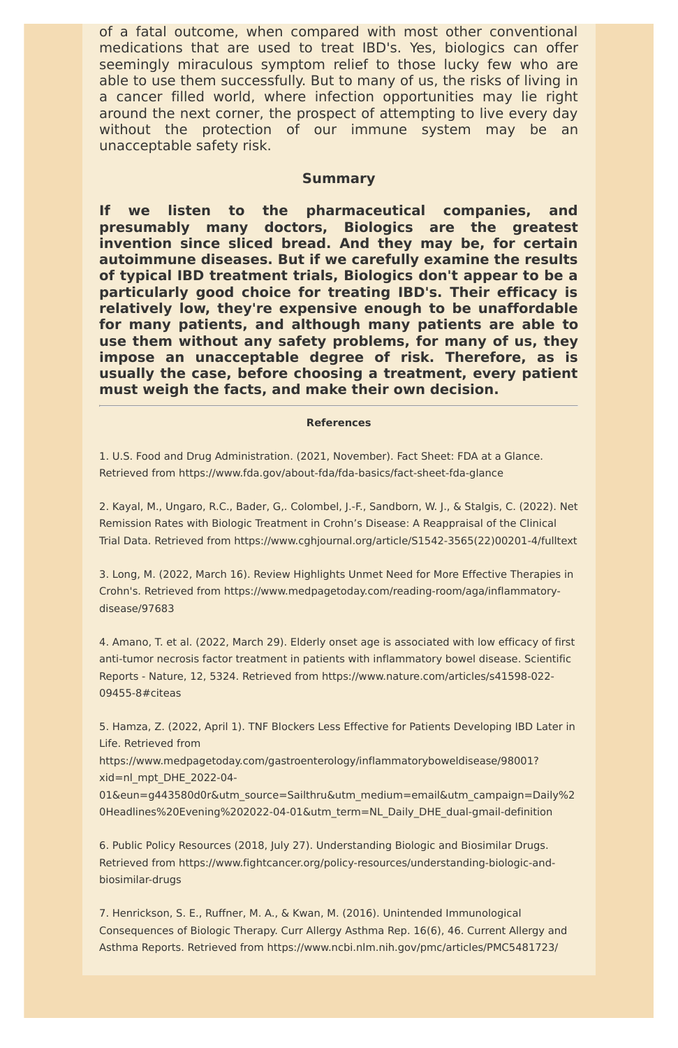of a fatal outcome, when compared with most other conventional medications that are used to treat IBD's. Yes, biologics can offer seemingly miraculous symptom relief to those lucky few who are able to use them successfully. But to many of us, the risks of living in a cancer filled world, where infection opportunities may lie right around the next corner, the prospect of attempting to live every day without the protection of our immune system may be an unacceptable safety risk.

### Summary

**If we listen to the pharmaceutical companies, and presumably many doctors, Biologics are the greatest invention since sliced bread. And they may be, for certain autoimmune diseases. But if we carefully examine the results of typical IBD treatment trials, Biologics don't appear to be a particularly good choice for treating IBD's. Their efficacy is relatively low, they're expensive enough to be unaffordable for many patients, and although many patients are able to use them without any safety problems, for many of us, they impose an unacceptable degree of risk. Therefore, as is usually the case, before choosing a treatment, every patient must weigh the facts, and make their own decision.**

---

#### References

1. U.S. Food and Drug Administration. (2021, November). Fact Sheet: FDA at a Glance. Retrieved from https://www.fda.gov/about-fda/fda-basics/fact-sheet-fda-glance

2. Kayal, M., Ungaro, R.C., Bader, G,. Colombel, J.-F., Sandborn, W. J., & Stalgis, C. (2022). Net Remission Rates with Biologic Treatment in Crohn's Disease: A Reappraisal of the Clinical Trial Data. Retrieved from https://www.cghjournal.org/article/S1542-3565(22)00201-4/fulltext

3. Long, M. (2022, March 16). Review Highlights Unmet Need for More Effective Therapies in Crohn's. Retrieved from https://www.medpagetoday.com/reading-room/aga/inflammatory-disease/97683

4. Amano, T. et al. (2022, March 29). Elderly onset age is associated with low efficacy of first anti-tumor necrosis factor treatment in patients with inflammatory bowel disease. Scientific Reports - Nature, 12, 5324. Retrieved from https://www.nature.com/articles/s41598-022-09455-8#citeas

5. Hamza, Z. (2022, April 1). TNF Blockers Less Effective for Patients Developing IBD Later in Life. Retrieved from https://www.medpagetoday.com/gastroenterology/inflammatoryboweldisease/98001?xid=nl_mpt_DHE_2022-04-01&eun=g443580d0r&utm_source=Sailthru&utm_medium=email&utm_campaign=Daily%20Headlines%20Evening%202022-04-01&utm_term=NL_Daily_DHE_dual-gmail-definition

6. Public Policy Resources (2018, July 27). Understanding Biologic and Biosimilar Drugs. Retrieved from https://www.fightcancer.org/policy-resources/understanding-biologic-and-biosimilar-drugs

7. Henrickson, S. E., Ruffner, M. A., & Kwan, M. (2016). Unintended Immunological Consequences of Biologic Therapy. Curr Allergy Asthma Rep. 16(6), 46. Current Allergy and Asthma Reports. Retrieved from https://www.ncbi.nlm.nih.gov/pmc/articles/PMC5481723/